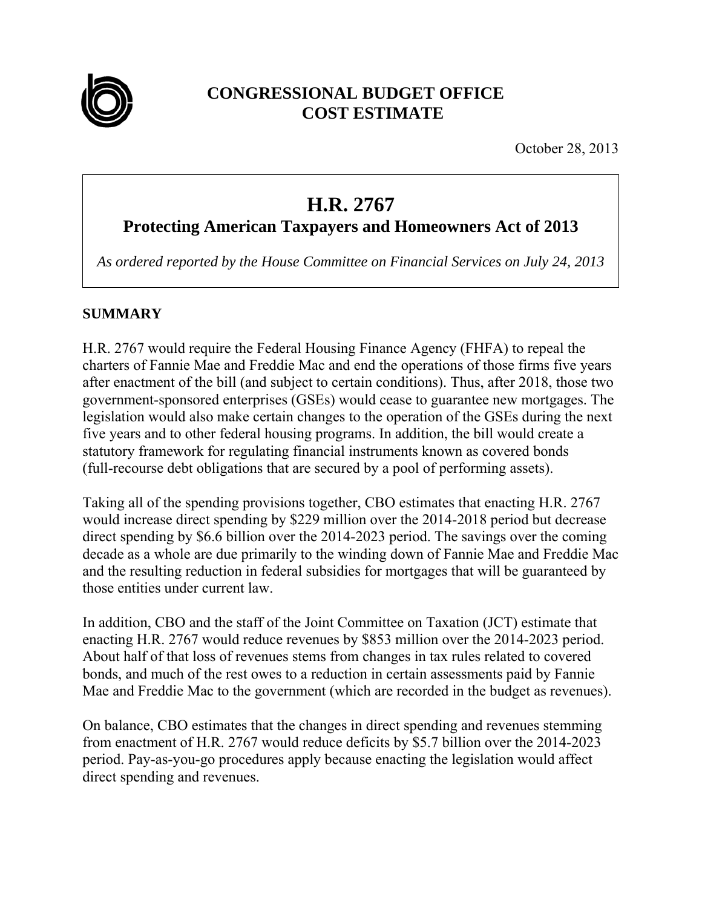# CONGRESSIONAL BUDGET OFFICE
# COST ESTIMATE

October 28, 2013

## H.R. 2767
### Protecting American Taxpayers and Homeowners Act of 2013

*As ordered reported by the House Committee on Financial Services on July 24, 2013*

## SUMMARY

H.R. 2767 would require the Federal Housing Finance Agency (FHFA) to repeal the charters of Fannie Mae and Freddie Mac and end the operations of those firms five years after enactment of the bill (and subject to certain conditions). Thus, after 2018, those two government-sponsored enterprises (GSEs) would cease to guarantee new mortgages. The legislation would also make certain changes to the operation of the GSEs during the next five years and to other federal housing programs. In addition, the bill would create a statutory framework for regulating financial instruments known as covered bonds (full-recourse debt obligations that are secured by a pool of performing assets).

Taking all of the spending provisions together, CBO estimates that enacting H.R. 2767 would increase direct spending by $229 million over the 2014-2018 period but decrease direct spending by $6.6 billion over the 2014-2023 period. The savings over the coming decade as a whole are due primarily to the winding down of Fannie Mae and Freddie Mac and the resulting reduction in federal subsidies for mortgages that will be guaranteed by those entities under current law.

In addition, CBO and the staff of the Joint Committee on Taxation (JCT) estimate that enacting H.R. 2767 would reduce revenues by $853 million over the 2014-2023 period. About half of that loss of revenues stems from changes in tax rules related to covered bonds, and much of the rest owes to a reduction in certain assessments paid by Fannie Mae and Freddie Mac to the government (which are recorded in the budget as revenues).

On balance, CBO estimates that the changes in direct spending and revenues stemming from enactment of H.R. 2767 would reduce deficits by $5.7 billion over the 2014-2023 period. Pay-as-you-go procedures apply because enacting the legislation would affect direct spending and revenues.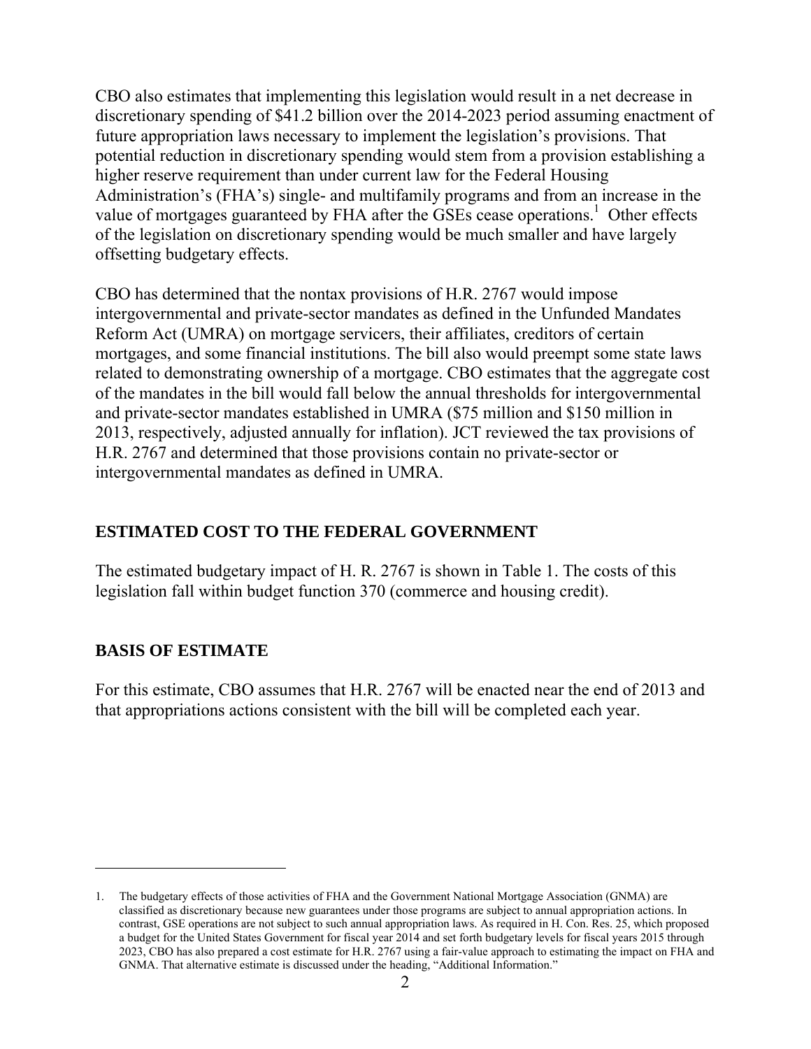CBO also estimates that implementing this legislation would result in a net decrease in discretionary spending of $41.2 billion over the 2014-2023 period assuming enactment of future appropriation laws necessary to implement the legislation's provisions. That potential reduction in discretionary spending would stem from a provision establishing a higher reserve requirement than under current law for the Federal Housing Administration's (FHA's) single- and multifamily programs and from an increase in the value of mortgages guaranteed by FHA after the GSEs cease operations.[1] Other effects of the legislation on discretionary spending would be much smaller and have largely offsetting budgetary effects.

CBO has determined that the nontax provisions of H.R. 2767 would impose intergovernmental and private-sector mandates as defined in the Unfunded Mandates Reform Act (UMRA) on mortgage servicers, their affiliates, creditors of certain mortgages, and some financial institutions. The bill also would preempt some state laws related to demonstrating ownership of a mortgage. CBO estimates that the aggregate cost of the mandates in the bill would fall below the annual thresholds for intergovernmental and private-sector mandates established in UMRA ($75 million and $150 million in 2013, respectively, adjusted annually for inflation). JCT reviewed the tax provisions of H.R. 2767 and determined that those provisions contain no private-sector or intergovernmental mandates as defined in UMRA.

## ESTIMATED COST TO THE FEDERAL GOVERNMENT

The estimated budgetary impact of H. R. 2767 is shown in Table 1. The costs of this legislation fall within budget function 370 (commerce and housing credit).

## BASIS OF ESTIMATE

For this estimate, CBO assumes that H.R. 2767 will be enacted near the end of 2013 and that appropriations actions consistent with the bill will be completed each year.

---

1. The budgetary effects of those activities of FHA and the Government National Mortgage Association (GNMA) are classified as discretionary because new guarantees under those programs are subject to annual appropriation actions. In contrast, GSE operations are not subject to such annual appropriation laws. As required in H. Con. Res. 25, which proposed a budget for the United States Government for fiscal year 2014 and set forth budgetary levels for fiscal years 2015 through 2023, CBO has also prepared a cost estimate for H.R. 2767 using a fair-value approach to estimating the impact on FHA and GNMA. That alternative estimate is discussed under the heading, "Additional Information."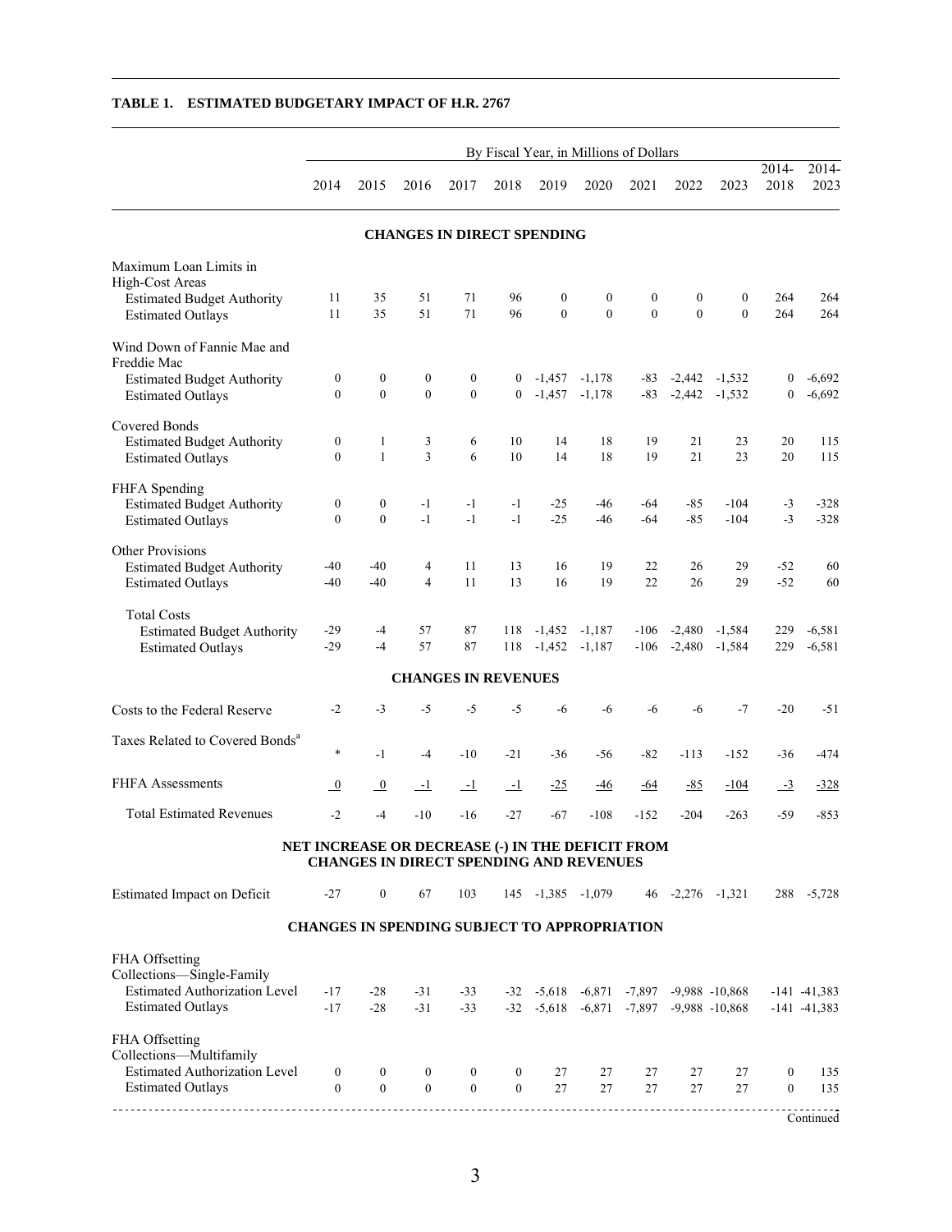**TABLE 1. ESTIMATED BUDGETARY IMPACT OF H.R. 2767**

| | By Fiscal Year, in Millions of Dollars | | | | | | | | | | | |
|---|---|---|---|---|---|---|---|---|---|---|---|---|
| | 2014 | 2015 | 2016 | 2017 | 2018 | 2019 | 2020 | 2021 | 2022 | 2023 | 2014-2018 | 2014-2023 |
| **CHANGES IN DIRECT SPENDING** | | | | | | | | | | | | |
| Maximum Loan Limits in High-Cost Areas | | | | | | | | | | | | |
| Estimated Budget Authority | 11 | 35 | 51 | 71 | 96 | 0 | 0 | 0 | 0 | 0 | 264 | 264 |
| Estimated Outlays | 11 | 35 | 51 | 71 | 96 | 0 | 0 | 0 | 0 | 0 | 264 | 264 |
| Wind Down of Fannie Mae and Freddie Mac | | | | | | | | | | | | |
| Estimated Budget Authority | 0 | 0 | 0 | 0 | 0 | -1,457 | -1,178 | -83 | -2,442 | -1,532 | 0 | -6,692 |
| Estimated Outlays | 0 | 0 | 0 | 0 | 0 | -1,457 | -1,178 | -83 | -2,442 | -1,532 | 0 | -6,692 |
| Covered Bonds | | | | | | | | | | | | |
| Estimated Budget Authority | 0 | 1 | 3 | 6 | 10 | 14 | 18 | 19 | 21 | 23 | 20 | 115 |
| Estimated Outlays | 0 | 1 | 3 | 6 | 10 | 14 | 18 | 19 | 21 | 23 | 20 | 115 |
| FHFA Spending | | | | | | | | | | | | |
| Estimated Budget Authority | 0 | 0 | -1 | -1 | -1 | -25 | -46 | -64 | -85 | -104 | -3 | -328 |
| Estimated Outlays | 0 | 0 | -1 | -1 | -1 | -25 | -46 | -64 | -85 | -104 | -3 | -328 |
| Other Provisions | | | | | | | | | | | | |
| Estimated Budget Authority | -40 | -40 | 4 | 11 | 13 | 16 | 19 | 22 | 26 | 29 | -52 | 60 |
| Estimated Outlays | -40 | -40 | 4 | 11 | 13 | 16 | 19 | 22 | 26 | 29 | -52 | 60 |
| Total Costs | | | | | | | | | | | | |
| Estimated Budget Authority | -29 | -4 | 57 | 87 | 118 | -1,452 | -1,187 | -106 | -2,480 | -1,584 | 229 | -6,581 |
| Estimated Outlays | -29 | -4 | 57 | 87 | 118 | -1,452 | -1,187 | -106 | -2,480 | -1,584 | 229 | -6,581 |
| **CHANGES IN REVENUES** | | | | | | | | | | | | |
| Costs to the Federal Reserve | -2 | -3 | -5 | -5 | -5 | -6 | -6 | -6 | -6 | -7 | -20 | -51 |
| Taxes Related to Covered Bonds[a] | * | -1 | -4 | -10 | -21 | -36 | -56 | -82 | -113 | -152 | -36 | -474 |
| FHFA Assessments | 0 | 0 | -1 | -1 | -1 | -25 | -46 | -64 | -85 | -104 | -3 | -328 |
| Total Estimated Revenues | -2 | -4 | -10 | -16 | -27 | -67 | -108 | -152 | -204 | -263 | -59 | -853 |
| **NET INCREASE OR DECREASE (-) IN THE DEFICIT FROM CHANGES IN DIRECT SPENDING AND REVENUES** | | | | | | | | | | | | |
| Estimated Impact on Deficit | -27 | 0 | 67 | 103 | 145 | -1,385 | -1,079 | 46 | -2,276 | -1,321 | 288 | -5,728 |
| **CHANGES IN SPENDING SUBJECT TO APPROPRIATION** | | | | | | | | | | | | |
| FHA Offsetting Collections—Single-Family | | | | | | | | | | | | |
| Estimated Authorization Level | -17 | -28 | -31 | -33 | -32 | -5,618 | -6,871 | -7,897 | -9,988 | -10,868 | -141 | -41,383 |
| Estimated Outlays | -17 | -28 | -31 | -33 | -32 | -5,618 | -6,871 | -7,897 | -9,988 | -10,868 | -141 | -41,383 |
| FHA Offsetting Collections—Multifamily | | | | | | | | | | | | |
| Estimated Authorization Level | 0 | 0 | 0 | 0 | 0 | 27 | 27 | 27 | 27 | 27 | 0 | 135 |
| Estimated Outlays | 0 | 0 | 0 | 0 | 0 | 27 | 27 | 27 | 27 | 27 | 0 | 135 |

Continued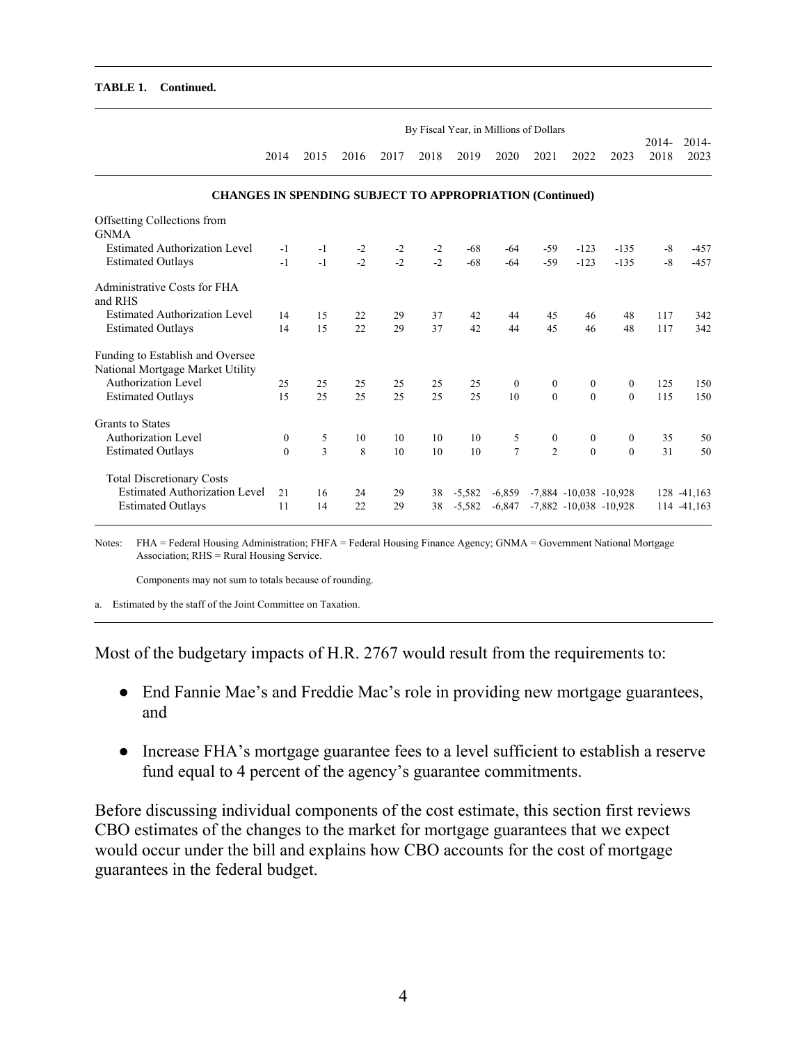**TABLE 1. Continued.**

| | By Fiscal Year, in Millions of Dollars | | | | | | | | | | | |
|---|---|---|---|---|---|---|---|---|---|---|---|---|
| | 2014 | 2015 | 2016 | 2017 | 2018 | 2019 | 2020 | 2021 | 2022 | 2023 | 2014-2018 | 2014-2023 |
| **CHANGES IN SPENDING SUBJECT TO APPROPRIATION (Continued)** | | | | | | | | | | | | |
| Offsetting Collections from GNMA | | | | | | | | | | | | |
| Estimated Authorization Level | -1 | -1 | -2 | -2 | -2 | -68 | -64 | -59 | -123 | -135 | -8 | -457 |
| Estimated Outlays | -1 | -1 | -2 | -2 | -2 | -68 | -64 | -59 | -123 | -135 | -8 | -457 |
| Administrative Costs for FHA and RHS | | | | | | | | | | | | |
| Estimated Authorization Level | 14 | 15 | 22 | 29 | 37 | 42 | 44 | 45 | 46 | 48 | 117 | 342 |
| Estimated Outlays | 14 | 15 | 22 | 29 | 37 | 42 | 44 | 45 | 46 | 48 | 117 | 342 |
| Funding to Establish and Oversee National Mortgage Market Utility | | | | | | | | | | | | |
| Authorization Level | 25 | 25 | 25 | 25 | 25 | 25 | 0 | 0 | 0 | 0 | 125 | 150 |
| Estimated Outlays | 15 | 25 | 25 | 25 | 25 | 25 | 10 | 0 | 0 | 0 | 115 | 150 |
| Grants to States | | | | | | | | | | | | |
| Authorization Level | 0 | 5 | 10 | 10 | 10 | 10 | 5 | 0 | 0 | 0 | 35 | 50 |
| Estimated Outlays | 0 | 3 | 8 | 10 | 10 | 10 | 7 | 2 | 0 | 0 | 31 | 50 |
| Total Discretionary Costs | | | | | | | | | | | | |
| Estimated Authorization Level | 21 | 16 | 24 | 29 | 38 | -5,582 | -6,859 | -7,884 | -10,038 | -10,928 | 128 | -41,163 |
| Estimated Outlays | 11 | 14 | 22 | 29 | 38 | -5,582 | -6,847 | -7,882 | -10,038 | -10,928 | 114 | -41,163 |

Notes: FHA = Federal Housing Administration; FHFA = Federal Housing Finance Agency; GNMA = Government National Mortgage Association; RHS = Rural Housing Service.

Components may not sum to totals because of rounding.

a. Estimated by the staff of the Joint Committee on Taxation.

Most of the budgetary impacts of H.R. 2767 would result from the requirements to:

- End Fannie Mae's and Freddie Mac's role in providing new mortgage guarantees, and
- Increase FHA's mortgage guarantee fees to a level sufficient to establish a reserve fund equal to 4 percent of the agency's guarantee commitments.

Before discussing individual components of the cost estimate, this section first reviews CBO estimates of the changes to the market for mortgage guarantees that we expect would occur under the bill and explains how CBO accounts for the cost of mortgage guarantees in the federal budget.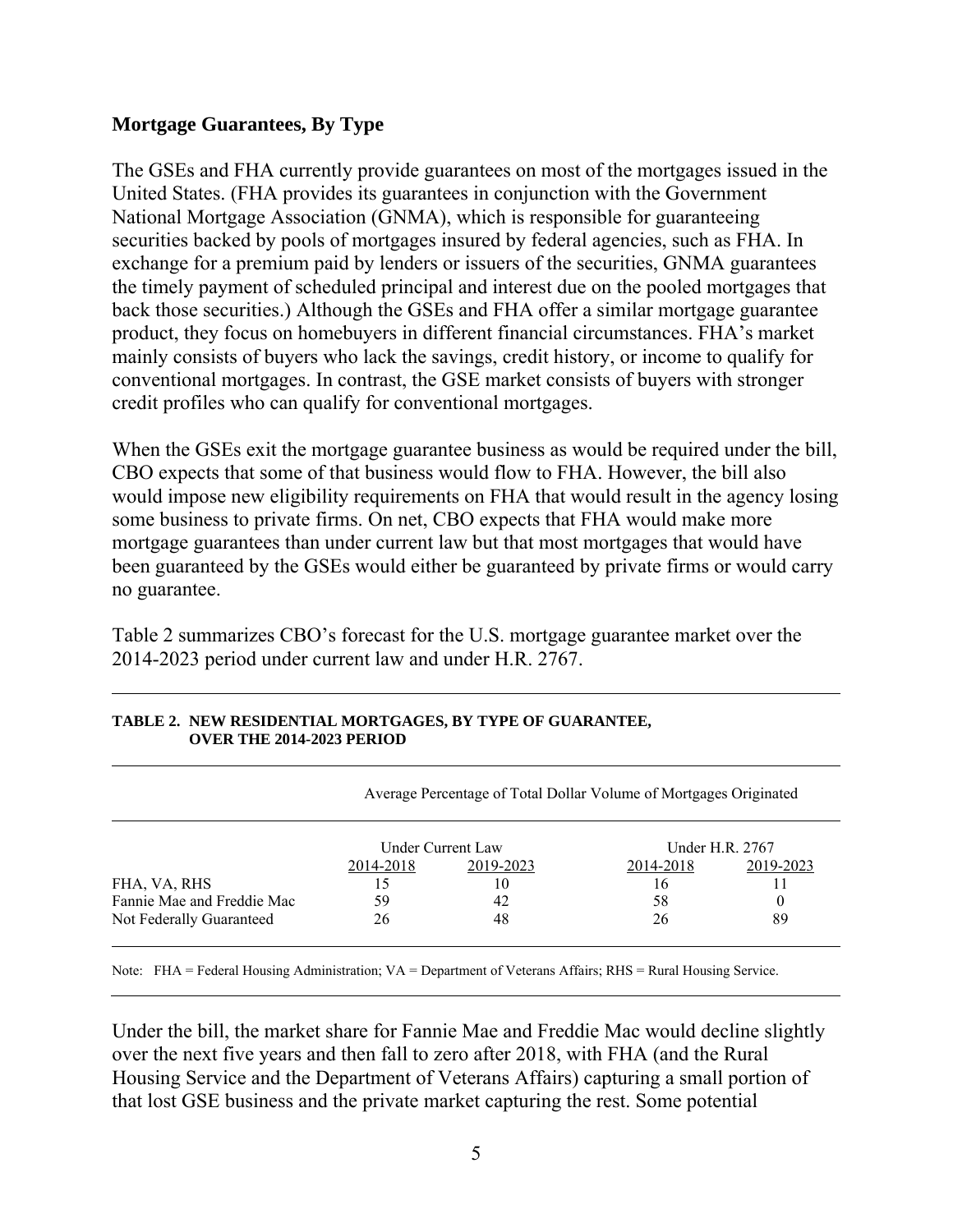**Mortgage Guarantees, By Type**

The GSEs and FHA currently provide guarantees on most of the mortgages issued in the United States. (FHA provides its guarantees in conjunction with the Government National Mortgage Association (GNMA), which is responsible for guaranteeing securities backed by pools of mortgages insured by federal agencies, such as FHA. In exchange for a premium paid by lenders or issuers of the securities, GNMA guarantees the timely payment of scheduled principal and interest due on the pooled mortgages that back those securities.) Although the GSEs and FHA offer a similar mortgage guarantee product, they focus on homebuyers in different financial circumstances. FHA's market mainly consists of buyers who lack the savings, credit history, or income to qualify for conventional mortgages. In contrast, the GSE market consists of buyers with stronger credit profiles who can qualify for conventional mortgages.

When the GSEs exit the mortgage guarantee business as would be required under the bill, CBO expects that some of that business would flow to FHA. However, the bill also would impose new eligibility requirements on FHA that would result in the agency losing some business to private firms. On net, CBO expects that FHA would make more mortgage guarantees than under current law but that most mortgages that would have been guaranteed by the GSEs would either be guaranteed by private firms or would carry no guarantee.

Table 2 summarizes CBO's forecast for the U.S. mortgage guarantee market over the 2014-2023 period under current law and under H.R. 2767.

**TABLE 2. NEW RESIDENTIAL MORTGAGES, BY TYPE OF GUARANTEE, OVER THE 2014-2023 PERIOD**

| | Average Percentage of Total Dollar Volume of Mortgages Originated | | | |
|---|---|---|---|---|
| | Under Current Law | | Under H.R. 2767 | |
| | 2014-2018 | 2019-2023 | 2014-2018 | 2019-2023 |
| FHA, VA, RHS | 15 | 10 | 16 | 11 |
| Fannie Mae and Freddie Mac | 59 | 42 | 58 | 0 |
| Not Federally Guaranteed | 26 | 48 | 26 | 89 |

Note: FHA = Federal Housing Administration; VA = Department of Veterans Affairs; RHS = Rural Housing Service.

Under the bill, the market share for Fannie Mae and Freddie Mac would decline slightly over the next five years and then fall to zero after 2018, with FHA (and the Rural Housing Service and the Department of Veterans Affairs) capturing a small portion of that lost GSE business and the private market capturing the rest. Some potential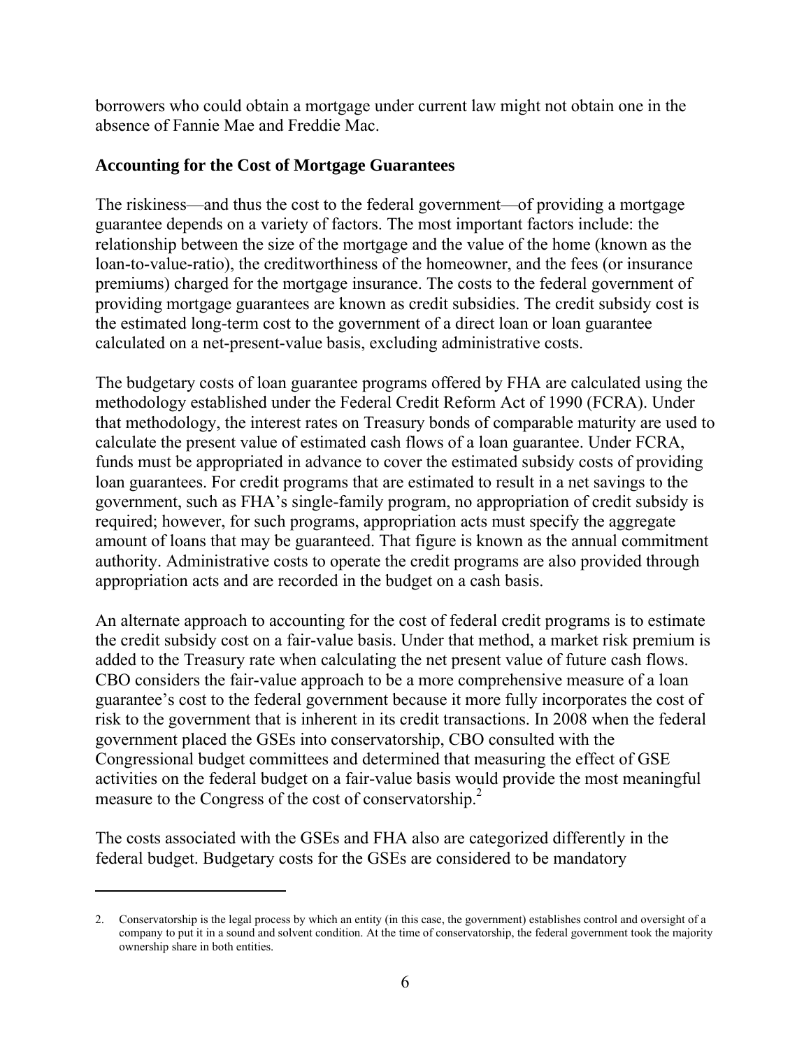borrowers who could obtain a mortgage under current law might not obtain one in the absence of Fannie Mae and Freddie Mac.

### Accounting for the Cost of Mortgage Guarantees

The riskiness—and thus the cost to the federal government—of providing a mortgage guarantee depends on a variety of factors. The most important factors include: the relationship between the size of the mortgage and the value of the home (known as the loan-to-value-ratio), the creditworthiness of the homeowner, and the fees (or insurance premiums) charged for the mortgage insurance. The costs to the federal government of providing mortgage guarantees are known as credit subsidies. The credit subsidy cost is the estimated long-term cost to the government of a direct loan or loan guarantee calculated on a net-present-value basis, excluding administrative costs.

The budgetary costs of loan guarantee programs offered by FHA are calculated using the methodology established under the Federal Credit Reform Act of 1990 (FCRA). Under that methodology, the interest rates on Treasury bonds of comparable maturity are used to calculate the present value of estimated cash flows of a loan guarantee. Under FCRA, funds must be appropriated in advance to cover the estimated subsidy costs of providing loan guarantees. For credit programs that are estimated to result in a net savings to the government, such as FHA's single-family program, no appropriation of credit subsidy is required; however, for such programs, appropriation acts must specify the aggregate amount of loans that may be guaranteed. That figure is known as the annual commitment authority. Administrative costs to operate the credit programs are also provided through appropriation acts and are recorded in the budget on a cash basis.

An alternate approach to accounting for the cost of federal credit programs is to estimate the credit subsidy cost on a fair-value basis. Under that method, a market risk premium is added to the Treasury rate when calculating the net present value of future cash flows. CBO considers the fair-value approach to be a more comprehensive measure of a loan guarantee's cost to the federal government because it more fully incorporates the cost of risk to the government that is inherent in its credit transactions. In 2008 when the federal government placed the GSEs into conservatorship, CBO consulted with the Congressional budget committees and determined that measuring the effect of GSE activities on the federal budget on a fair-value basis would provide the most meaningful measure to the Congress of the cost of conservatorship.[2]

The costs associated with the GSEs and FHA also are categorized differently in the federal budget. Budgetary costs for the GSEs are considered to be mandatory

---

2. Conservatorship is the legal process by which an entity (in this case, the government) establishes control and oversight of a company to put it in a sound and solvent condition. At the time of conservatorship, the federal government took the majority ownership share in both entities.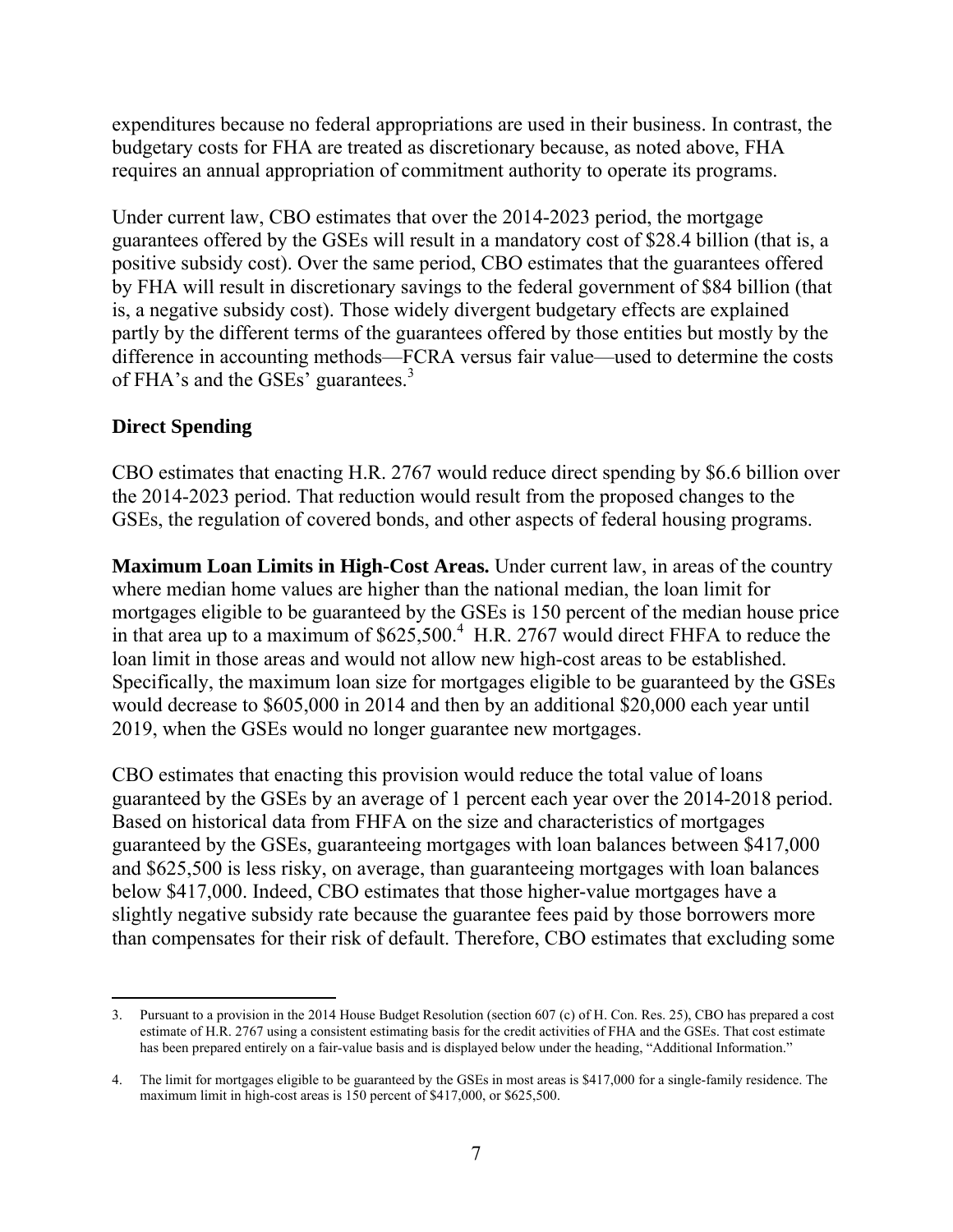expenditures because no federal appropriations are used in their business. In contrast, the budgetary costs for FHA are treated as discretionary because, as noted above, FHA requires an annual appropriation of commitment authority to operate its programs.

Under current law, CBO estimates that over the 2014-2023 period, the mortgage guarantees offered by the GSEs will result in a mandatory cost of $28.4 billion (that is, a positive subsidy cost). Over the same period, CBO estimates that the guarantees offered by FHA will result in discretionary savings to the federal government of $84 billion (that is, a negative subsidy cost). Those widely divergent budgetary effects are explained partly by the different terms of the guarantees offered by those entities but mostly by the difference in accounting methods—FCRA versus fair value—used to determine the costs of FHA's and the GSEs' guarantees.[3]

### Direct Spending

CBO estimates that enacting H.R. 2767 would reduce direct spending by $6.6 billion over the 2014-2023 period. That reduction would result from the proposed changes to the GSEs, the regulation of covered bonds, and other aspects of federal housing programs.

**Maximum Loan Limits in High-Cost Areas.** Under current law, in areas of the country where median home values are higher than the national median, the loan limit for mortgages eligible to be guaranteed by the GSEs is 150 percent of the median house price in that area up to a maximum of $625,500.[4] H.R. 2767 would direct FHFA to reduce the loan limit in those areas and would not allow new high-cost areas to be established. Specifically, the maximum loan size for mortgages eligible to be guaranteed by the GSEs would decrease to $605,000 in 2014 and then by an additional $20,000 each year until 2019, when the GSEs would no longer guarantee new mortgages.

CBO estimates that enacting this provision would reduce the total value of loans guaranteed by the GSEs by an average of 1 percent each year over the 2014-2018 period. Based on historical data from FHFA on the size and characteristics of mortgages guaranteed by the GSEs, guaranteeing mortgages with loan balances between $417,000 and $625,500 is less risky, on average, than guaranteeing mortgages with loan balances below $417,000. Indeed, CBO estimates that those higher-value mortgages have a slightly negative subsidy rate because the guarantee fees paid by those borrowers more than compensates for their risk of default. Therefore, CBO estimates that excluding some

---

3. Pursuant to a provision in the 2014 House Budget Resolution (section 607 (c) of H. Con. Res. 25), CBO has prepared a cost estimate of H.R. 2767 using a consistent estimating basis for the credit activities of FHA and the GSEs. That cost estimate has been prepared entirely on a fair-value basis and is displayed below under the heading, "Additional Information."

4. The limit for mortgages eligible to be guaranteed by the GSEs in most areas is $417,000 for a single-family residence. The maximum limit in high-cost areas is 150 percent of $417,000, or $625,500.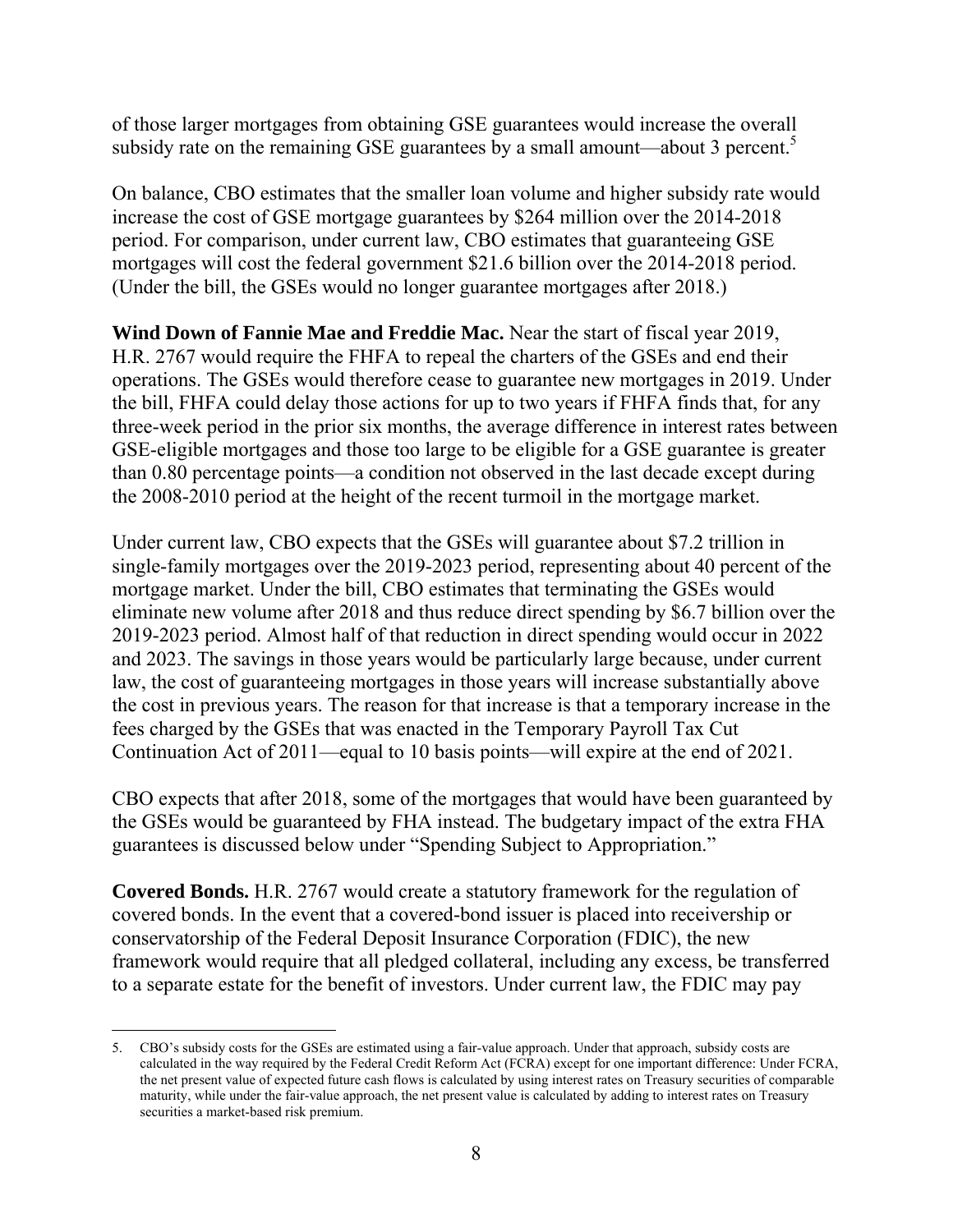of those larger mortgages from obtaining GSE guarantees would increase the overall subsidy rate on the remaining GSE guarantees by a small amount—about 3 percent.[5]

On balance, CBO estimates that the smaller loan volume and higher subsidy rate would increase the cost of GSE mortgage guarantees by $264 million over the 2014-2018 period. For comparison, under current law, CBO estimates that guaranteeing GSE mortgages will cost the federal government $21.6 billion over the 2014-2018 period. (Under the bill, the GSEs would no longer guarantee mortgages after 2018.)

**Wind Down of Fannie Mae and Freddie Mac.** Near the start of fiscal year 2019, H.R. 2767 would require the FHFA to repeal the charters of the GSEs and end their operations. The GSEs would therefore cease to guarantee new mortgages in 2019. Under the bill, FHFA could delay those actions for up to two years if FHFA finds that, for any three-week period in the prior six months, the average difference in interest rates between GSE-eligible mortgages and those too large to be eligible for a GSE guarantee is greater than 0.80 percentage points—a condition not observed in the last decade except during the 2008-2010 period at the height of the recent turmoil in the mortgage market.

Under current law, CBO expects that the GSEs will guarantee about $7.2 trillion in single-family mortgages over the 2019-2023 period, representing about 40 percent of the mortgage market. Under the bill, CBO estimates that terminating the GSEs would eliminate new volume after 2018 and thus reduce direct spending by $6.7 billion over the 2019-2023 period. Almost half of that reduction in direct spending would occur in 2022 and 2023. The savings in those years would be particularly large because, under current law, the cost of guaranteeing mortgages in those years will increase substantially above the cost in previous years. The reason for that increase is that a temporary increase in the fees charged by the GSEs that was enacted in the Temporary Payroll Tax Cut Continuation Act of 2011—equal to 10 basis points—will expire at the end of 2021.

CBO expects that after 2018, some of the mortgages that would have been guaranteed by the GSEs would be guaranteed by FHA instead. The budgetary impact of the extra FHA guarantees is discussed below under "Spending Subject to Appropriation."

**Covered Bonds.** H.R. 2767 would create a statutory framework for the regulation of covered bonds. In the event that a covered-bond issuer is placed into receivership or conservatorship of the Federal Deposit Insurance Corporation (FDIC), the new framework would require that all pledged collateral, including any excess, be transferred to a separate estate for the benefit of investors. Under current law, the FDIC may pay

5. CBO's subsidy costs for the GSEs are estimated using a fair-value approach. Under that approach, subsidy costs are calculated in the way required by the Federal Credit Reform Act (FCRA) except for one important difference: Under FCRA, the net present value of expected future cash flows is calculated by using interest rates on Treasury securities of comparable maturity, while under the fair-value approach, the net present value is calculated by adding to interest rates on Treasury securities a market-based risk premium.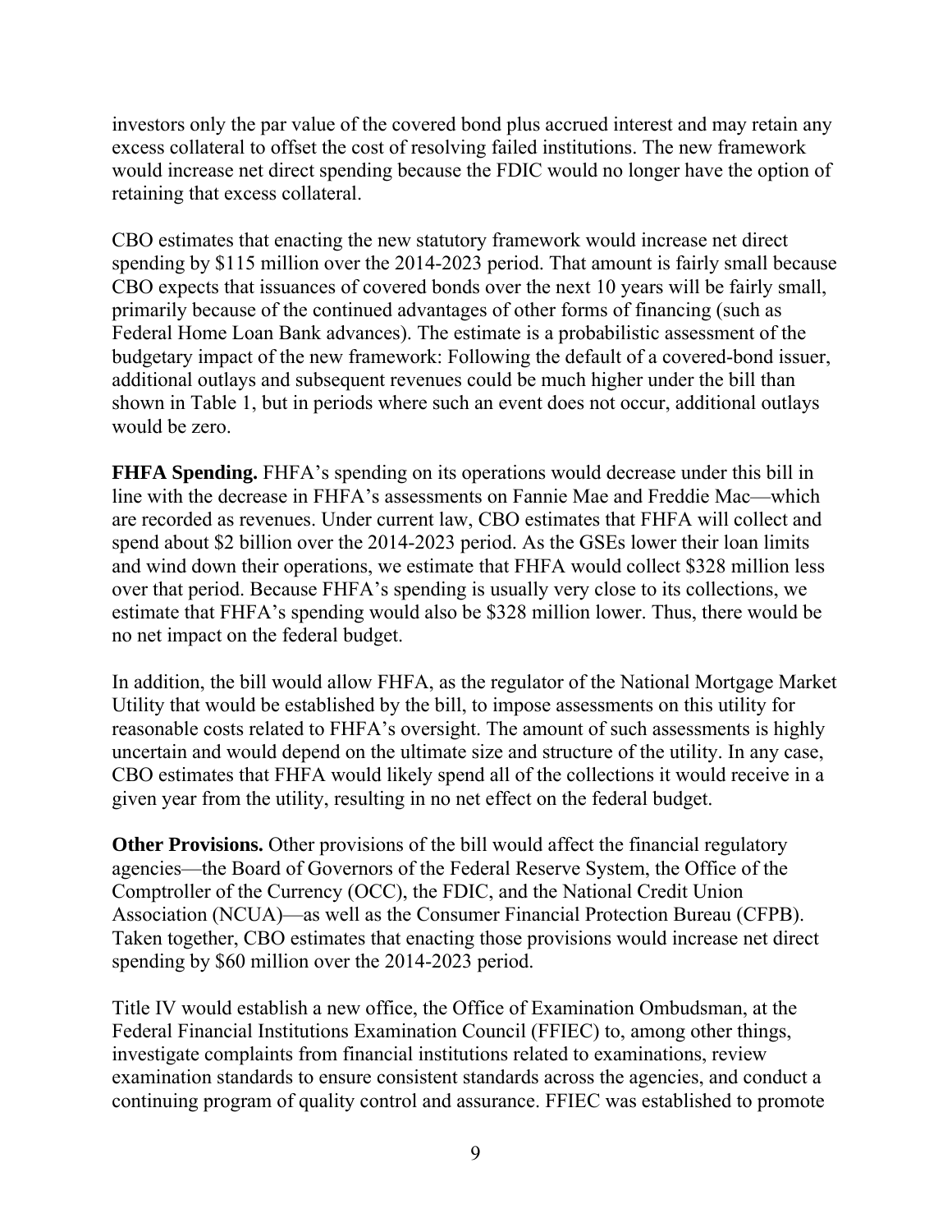investors only the par value of the covered bond plus accrued interest and may retain any excess collateral to offset the cost of resolving failed institutions. The new framework would increase net direct spending because the FDIC would no longer have the option of retaining that excess collateral.

CBO estimates that enacting the new statutory framework would increase net direct spending by $115 million over the 2014-2023 period. That amount is fairly small because CBO expects that issuances of covered bonds over the next 10 years will be fairly small, primarily because of the continued advantages of other forms of financing (such as Federal Home Loan Bank advances). The estimate is a probabilistic assessment of the budgetary impact of the new framework: Following the default of a covered-bond issuer, additional outlays and subsequent revenues could be much higher under the bill than shown in Table 1, but in periods where such an event does not occur, additional outlays would be zero.

**FHFA Spending.** FHFA's spending on its operations would decrease under this bill in line with the decrease in FHFA's assessments on Fannie Mae and Freddie Mac—which are recorded as revenues. Under current law, CBO estimates that FHFA will collect and spend about $2 billion over the 2014-2023 period. As the GSEs lower their loan limits and wind down their operations, we estimate that FHFA would collect $328 million less over that period. Because FHFA's spending is usually very close to its collections, we estimate that FHFA's spending would also be $328 million lower. Thus, there would be no net impact on the federal budget.

In addition, the bill would allow FHFA, as the regulator of the National Mortgage Market Utility that would be established by the bill, to impose assessments on this utility for reasonable costs related to FHFA's oversight. The amount of such assessments is highly uncertain and would depend on the ultimate size and structure of the utility. In any case, CBO estimates that FHFA would likely spend all of the collections it would receive in a given year from the utility, resulting in no net effect on the federal budget.

**Other Provisions.** Other provisions of the bill would affect the financial regulatory agencies—the Board of Governors of the Federal Reserve System, the Office of the Comptroller of the Currency (OCC), the FDIC, and the National Credit Union Association (NCUA)—as well as the Consumer Financial Protection Bureau (CFPB). Taken together, CBO estimates that enacting those provisions would increase net direct spending by $60 million over the 2014-2023 period.

Title IV would establish a new office, the Office of Examination Ombudsman, at the Federal Financial Institutions Examination Council (FFIEC) to, among other things, investigate complaints from financial institutions related to examinations, review examination standards to ensure consistent standards across the agencies, and conduct a continuing program of quality control and assurance. FFIEC was established to promote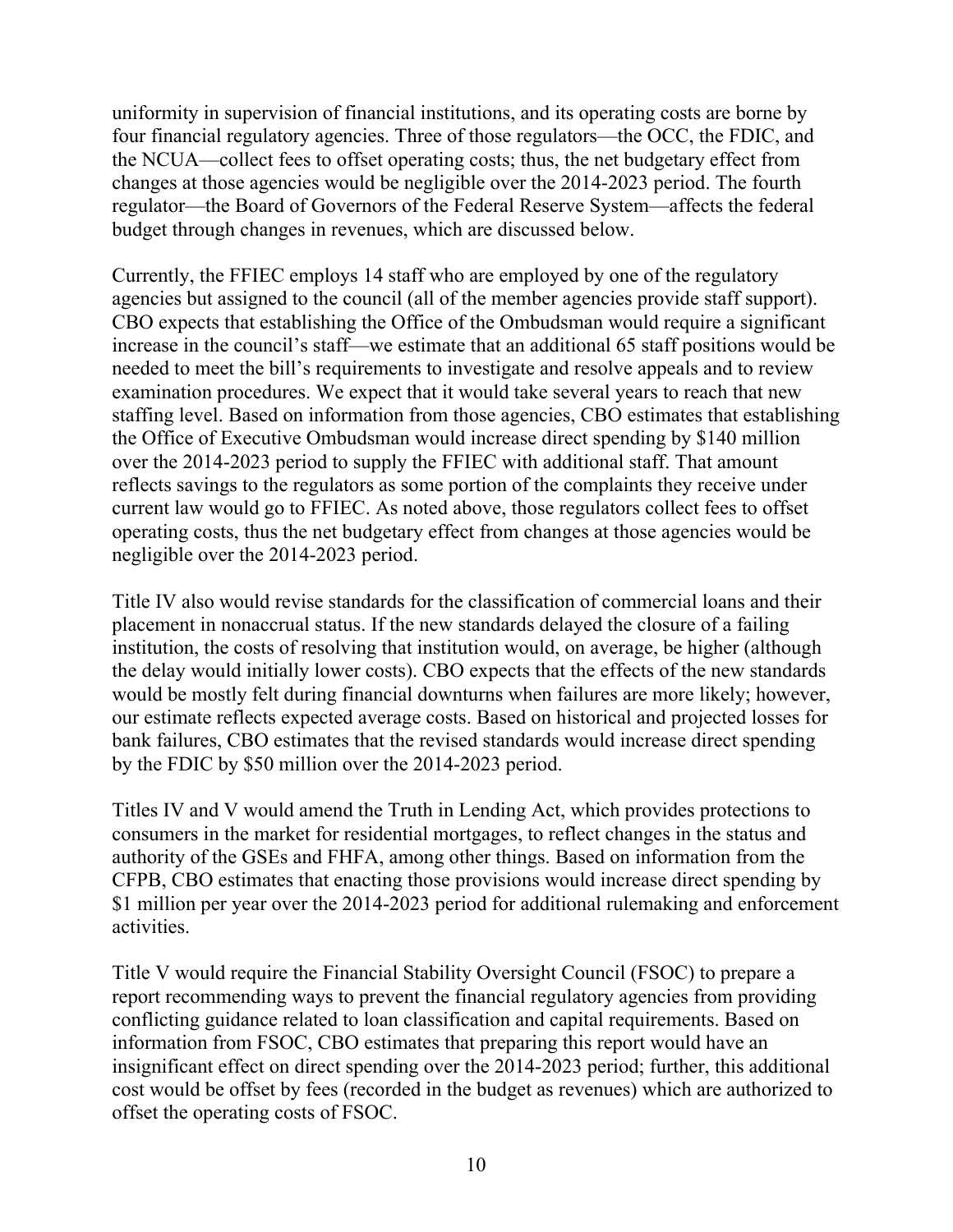uniformity in supervision of financial institutions, and its operating costs are borne by four financial regulatory agencies. Three of those regulators—the OCC, the FDIC, and the NCUA—collect fees to offset operating costs; thus, the net budgetary effect from changes at those agencies would be negligible over the 2014-2023 period. The fourth regulator—the Board of Governors of the Federal Reserve System—affects the federal budget through changes in revenues, which are discussed below.

Currently, the FFIEC employs 14 staff who are employed by one of the regulatory agencies but assigned to the council (all of the member agencies provide staff support). CBO expects that establishing the Office of the Ombudsman would require a significant increase in the council's staff—we estimate that an additional 65 staff positions would be needed to meet the bill's requirements to investigate and resolve appeals and to review examination procedures. We expect that it would take several years to reach that new staffing level. Based on information from those agencies, CBO estimates that establishing the Office of Executive Ombudsman would increase direct spending by $140 million over the 2014-2023 period to supply the FFIEC with additional staff. That amount reflects savings to the regulators as some portion of the complaints they receive under current law would go to FFIEC. As noted above, those regulators collect fees to offset operating costs, thus the net budgetary effect from changes at those agencies would be negligible over the 2014-2023 period.

Title IV also would revise standards for the classification of commercial loans and their placement in nonaccrual status. If the new standards delayed the closure of a failing institution, the costs of resolving that institution would, on average, be higher (although the delay would initially lower costs). CBO expects that the effects of the new standards would be mostly felt during financial downturns when failures are more likely; however, our estimate reflects expected average costs. Based on historical and projected losses for bank failures, CBO estimates that the revised standards would increase direct spending by the FDIC by $50 million over the 2014-2023 period.

Titles IV and V would amend the Truth in Lending Act, which provides protections to consumers in the market for residential mortgages, to reflect changes in the status and authority of the GSEs and FHFA, among other things. Based on information from the CFPB, CBO estimates that enacting those provisions would increase direct spending by $1 million per year over the 2014-2023 period for additional rulemaking and enforcement activities.

Title V would require the Financial Stability Oversight Council (FSOC) to prepare a report recommending ways to prevent the financial regulatory agencies from providing conflicting guidance related to loan classification and capital requirements. Based on information from FSOC, CBO estimates that preparing this report would have an insignificant effect on direct spending over the 2014-2023 period; further, this additional cost would be offset by fees (recorded in the budget as revenues) which are authorized to offset the operating costs of FSOC.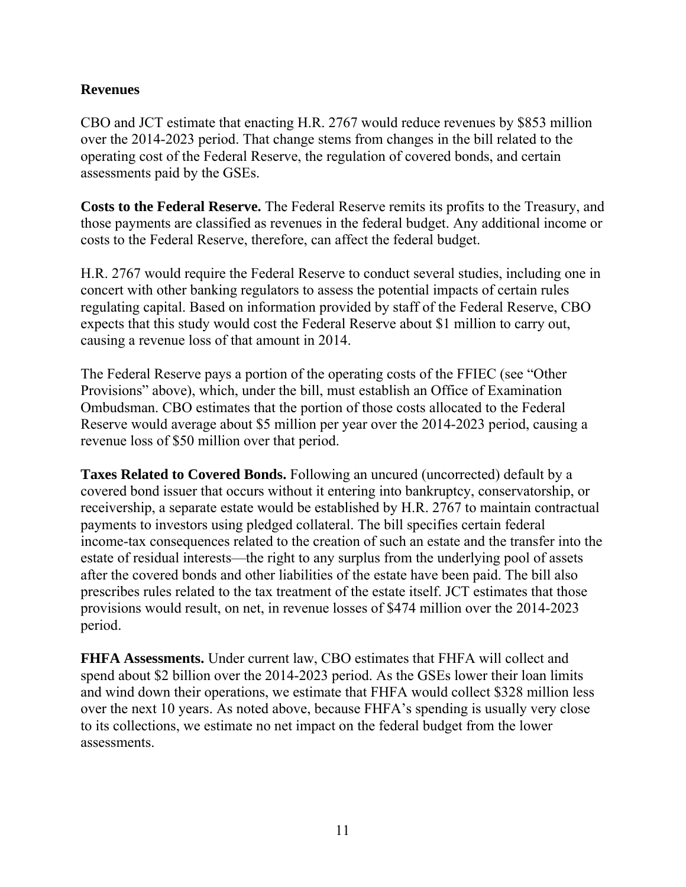## Revenues

CBO and JCT estimate that enacting H.R. 2767 would reduce revenues by $853 million over the 2014-2023 period. That change stems from changes in the bill related to the operating cost of the Federal Reserve, the regulation of covered bonds, and certain assessments paid by the GSEs.

**Costs to the Federal Reserve.** The Federal Reserve remits its profits to the Treasury, and those payments are classified as revenues in the federal budget. Any additional income or costs to the Federal Reserve, therefore, can affect the federal budget.

H.R. 2767 would require the Federal Reserve to conduct several studies, including one in concert with other banking regulators to assess the potential impacts of certain rules regulating capital. Based on information provided by staff of the Federal Reserve, CBO expects that this study would cost the Federal Reserve about $1 million to carry out, causing a revenue loss of that amount in 2014.

The Federal Reserve pays a portion of the operating costs of the FFIEC (see "Other Provisions" above), which, under the bill, must establish an Office of Examination Ombudsman. CBO estimates that the portion of those costs allocated to the Federal Reserve would average about $5 million per year over the 2014-2023 period, causing a revenue loss of $50 million over that period.

**Taxes Related to Covered Bonds.** Following an uncured (uncorrected) default by a covered bond issuer that occurs without it entering into bankruptcy, conservatorship, or receivership, a separate estate would be established by H.R. 2767 to maintain contractual payments to investors using pledged collateral. The bill specifies certain federal income-tax consequences related to the creation of such an estate and the transfer into the estate of residual interests—the right to any surplus from the underlying pool of assets after the covered bonds and other liabilities of the estate have been paid. The bill also prescribes rules related to the tax treatment of the estate itself. JCT estimates that those provisions would result, on net, in revenue losses of $474 million over the 2014-2023 period.

**FHFA Assessments.** Under current law, CBO estimates that FHFA will collect and spend about $2 billion over the 2014-2023 period. As the GSEs lower their loan limits and wind down their operations, we estimate that FHFA would collect $328 million less over the next 10 years. As noted above, because FHFA's spending is usually very close to its collections, we estimate no net impact on the federal budget from the lower assessments.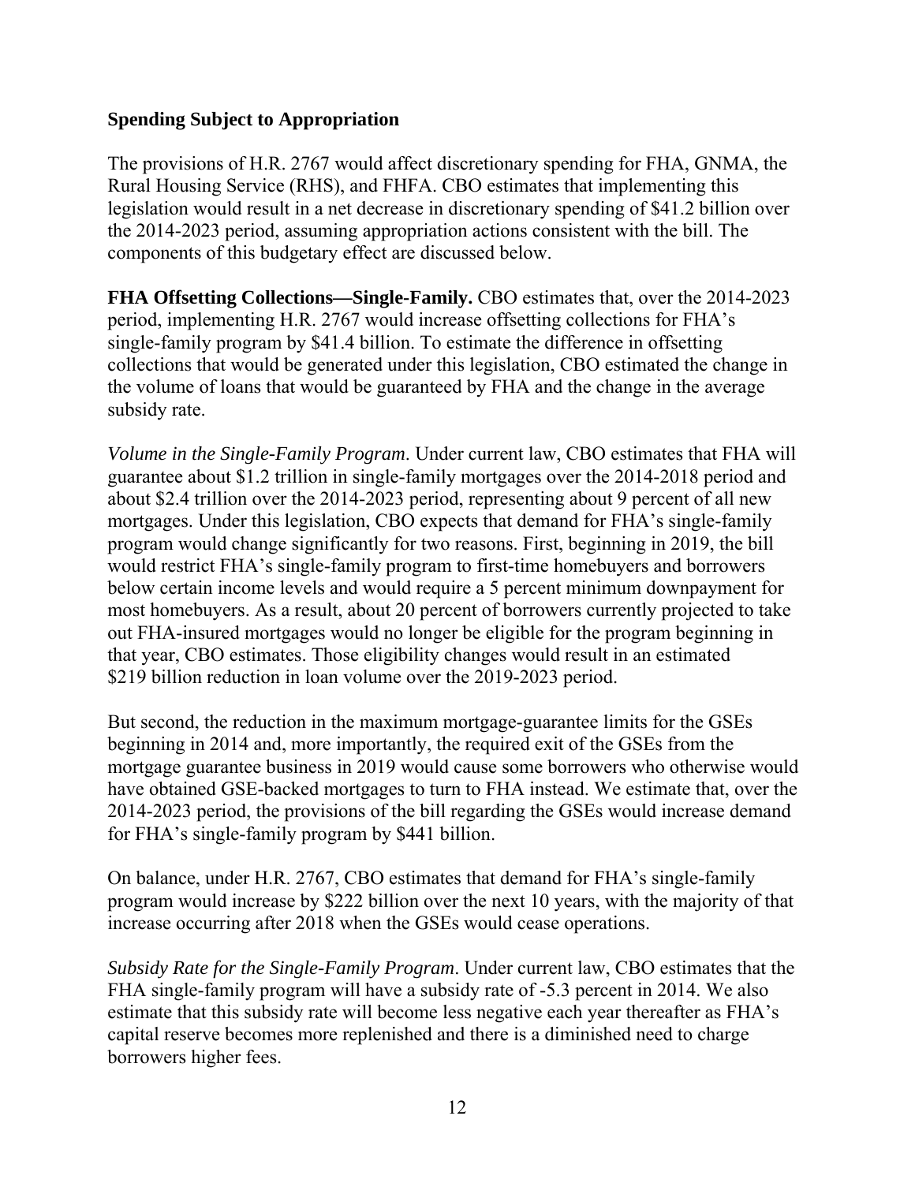### Spending Subject to Appropriation

The provisions of H.R. 2767 would affect discretionary spending for FHA, GNMA, the Rural Housing Service (RHS), and FHFA. CBO estimates that implementing this legislation would result in a net decrease in discretionary spending of $41.2 billion over the 2014-2023 period, assuming appropriation actions consistent with the bill. The components of this budgetary effect are discussed below.

**FHA Offsetting Collections—Single-Family.** CBO estimates that, over the 2014-2023 period, implementing H.R. 2767 would increase offsetting collections for FHA's single-family program by $41.4 billion. To estimate the difference in offsetting collections that would be generated under this legislation, CBO estimated the change in the volume of loans that would be guaranteed by FHA and the change in the average subsidy rate.

*Volume in the Single-Family Program*. Under current law, CBO estimates that FHA will guarantee about $1.2 trillion in single-family mortgages over the 2014-2018 period and about $2.4 trillion over the 2014-2023 period, representing about 9 percent of all new mortgages. Under this legislation, CBO expects that demand for FHA's single-family program would change significantly for two reasons. First, beginning in 2019, the bill would restrict FHA's single-family program to first-time homebuyers and borrowers below certain income levels and would require a 5 percent minimum downpayment for most homebuyers. As a result, about 20 percent of borrowers currently projected to take out FHA-insured mortgages would no longer be eligible for the program beginning in that year, CBO estimates. Those eligibility changes would result in an estimated $219 billion reduction in loan volume over the 2019-2023 period.

But second, the reduction in the maximum mortgage-guarantee limits for the GSEs beginning in 2014 and, more importantly, the required exit of the GSEs from the mortgage guarantee business in 2019 would cause some borrowers who otherwise would have obtained GSE-backed mortgages to turn to FHA instead. We estimate that, over the 2014-2023 period, the provisions of the bill regarding the GSEs would increase demand for FHA's single-family program by $441 billion.

On balance, under H.R. 2767, CBO estimates that demand for FHA's single-family program would increase by $222 billion over the next 10 years, with the majority of that increase occurring after 2018 when the GSEs would cease operations.

*Subsidy Rate for the Single-Family Program*. Under current law, CBO estimates that the FHA single-family program will have a subsidy rate of -5.3 percent in 2014. We also estimate that this subsidy rate will become less negative each year thereafter as FHA's capital reserve becomes more replenished and there is a diminished need to charge borrowers higher fees.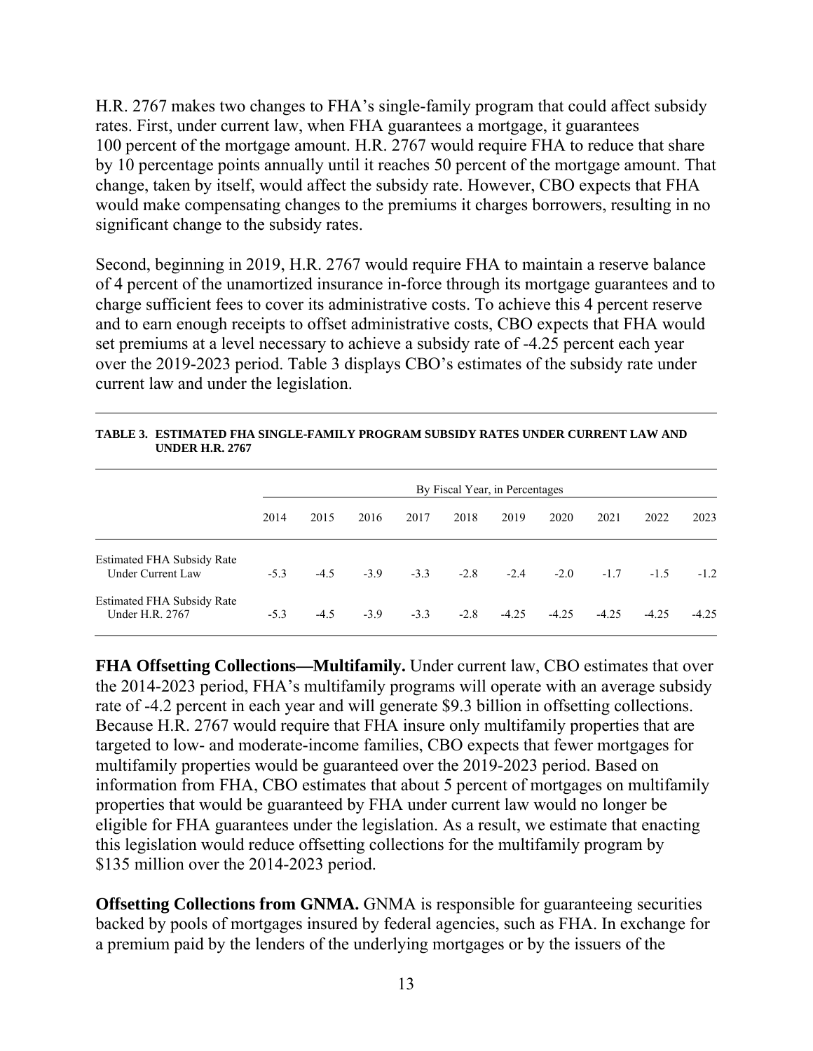H.R. 2767 makes two changes to FHA's single-family program that could affect subsidy rates. First, under current law, when FHA guarantees a mortgage, it guarantees 100 percent of the mortgage amount. H.R. 2767 would require FHA to reduce that share by 10 percentage points annually until it reaches 50 percent of the mortgage amount. That change, taken by itself, would affect the subsidy rate. However, CBO expects that FHA would make compensating changes to the premiums it charges borrowers, resulting in no significant change to the subsidy rates.

Second, beginning in 2019, H.R. 2767 would require FHA to maintain a reserve balance of 4 percent of the unamortized insurance in-force through its mortgage guarantees and to charge sufficient fees to cover its administrative costs. To achieve this 4 percent reserve and to earn enough receipts to offset administrative costs, CBO expects that FHA would set premiums at a level necessary to achieve a subsidy rate of -4.25 percent each year over the 2019-2023 period. Table 3 displays CBO's estimates of the subsidy rate under current law and under the legislation.

**TABLE 3. ESTIMATED FHA SINGLE-FAMILY PROGRAM SUBSIDY RATES UNDER CURRENT LAW AND UNDER H.R. 2767**

| | By Fiscal Year, in Percentages | | | | | | | | | |
|---|---|---|---|---|---|---|---|---|---|---|
| | 2014 | 2015 | 2016 | 2017 | 2018 | 2019 | 2020 | 2021 | 2022 | 2023 |
| Estimated FHA Subsidy Rate Under Current Law | -5.3 | -4.5 | -3.9 | -3.3 | -2.8 | -2.4 | -2.0 | -1.7 | -1.5 | -1.2 |
| Estimated FHA Subsidy Rate Under H.R. 2767 | -5.3 | -4.5 | -3.9 | -3.3 | -2.8 | -4.25 | -4.25 | -4.25 | -4.25 | -4.25 |

**FHA Offsetting Collections—Multifamily.** Under current law, CBO estimates that over the 2014-2023 period, FHA's multifamily programs will operate with an average subsidy rate of -4.2 percent in each year and will generate $9.3 billion in offsetting collections. Because H.R. 2767 would require that FHA insure only multifamily properties that are targeted to low- and moderate-income families, CBO expects that fewer mortgages for multifamily properties would be guaranteed over the 2019-2023 period. Based on information from FHA, CBO estimates that about 5 percent of mortgages on multifamily properties that would be guaranteed by FHA under current law would no longer be eligible for FHA guarantees under the legislation. As a result, we estimate that enacting this legislation would reduce offsetting collections for the multifamily program by $135 million over the 2014-2023 period.

**Offsetting Collections from GNMA.** GNMA is responsible for guaranteeing securities backed by pools of mortgages insured by federal agencies, such as FHA. In exchange for a premium paid by the lenders of the underlying mortgages or by the issuers of the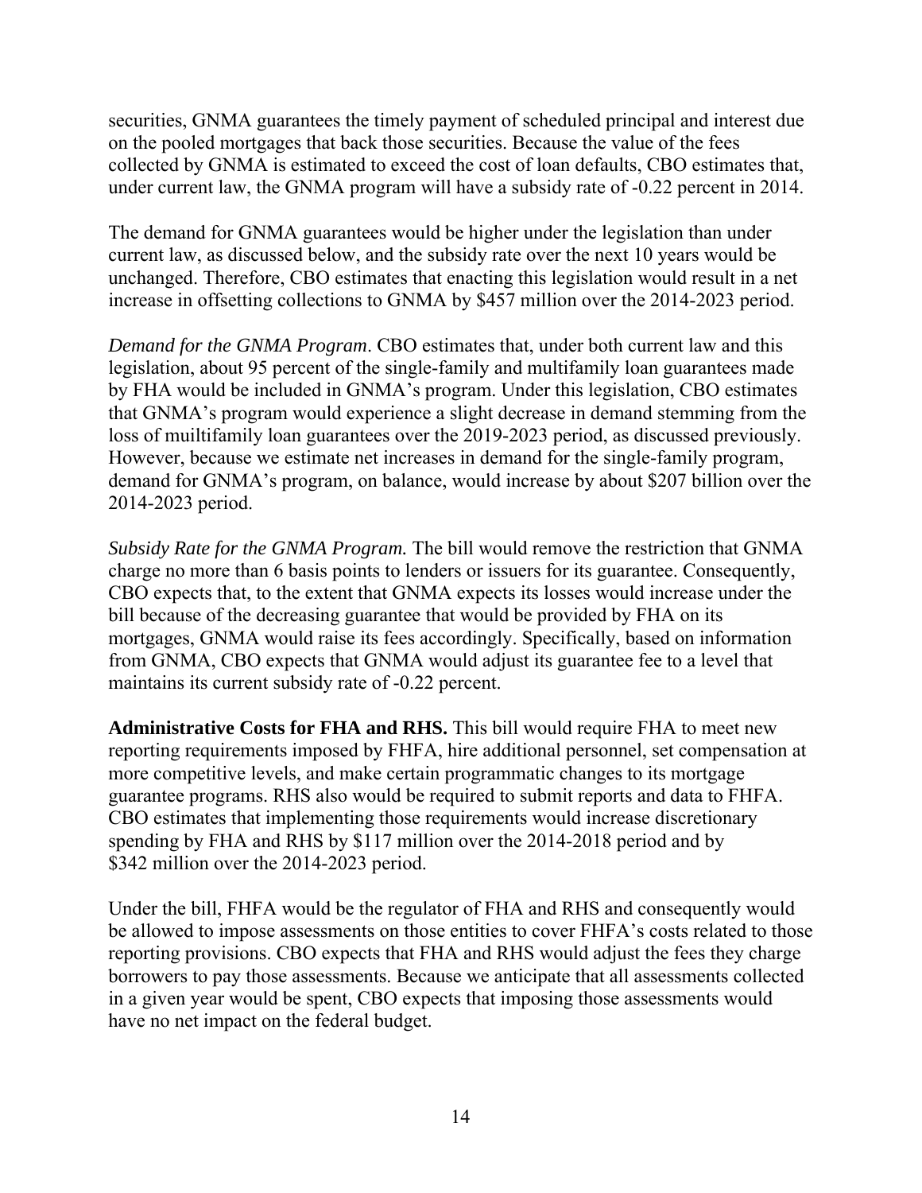securities, GNMA guarantees the timely payment of scheduled principal and interest due on the pooled mortgages that back those securities. Because the value of the fees collected by GNMA is estimated to exceed the cost of loan defaults, CBO estimates that, under current law, the GNMA program will have a subsidy rate of -0.22 percent in 2014.

The demand for GNMA guarantees would be higher under the legislation than under current law, as discussed below, and the subsidy rate over the next 10 years would be unchanged. Therefore, CBO estimates that enacting this legislation would result in a net increase in offsetting collections to GNMA by $457 million over the 2014-2023 period.

*Demand for the GNMA Program*. CBO estimates that, under both current law and this legislation, about 95 percent of the single-family and multifamily loan guarantees made by FHA would be included in GNMA's program. Under this legislation, CBO estimates that GNMA's program would experience a slight decrease in demand stemming from the loss of muiltifamily loan guarantees over the 2019-2023 period, as discussed previously. However, because we estimate net increases in demand for the single-family program, demand for GNMA's program, on balance, would increase by about $207 billion over the 2014-2023 period.

*Subsidy Rate for the GNMA Program.* The bill would remove the restriction that GNMA charge no more than 6 basis points to lenders or issuers for its guarantee. Consequently, CBO expects that, to the extent that GNMA expects its losses would increase under the bill because of the decreasing guarantee that would be provided by FHA on its mortgages, GNMA would raise its fees accordingly. Specifically, based on information from GNMA, CBO expects that GNMA would adjust its guarantee fee to a level that maintains its current subsidy rate of -0.22 percent.

**Administrative Costs for FHA and RHS.** This bill would require FHA to meet new reporting requirements imposed by FHFA, hire additional personnel, set compensation at more competitive levels, and make certain programmatic changes to its mortgage guarantee programs. RHS also would be required to submit reports and data to FHFA. CBO estimates that implementing those requirements would increase discretionary spending by FHA and RHS by $117 million over the 2014-2018 period and by $342 million over the 2014-2023 period.

Under the bill, FHFA would be the regulator of FHA and RHS and consequently would be allowed to impose assessments on those entities to cover FHFA's costs related to those reporting provisions. CBO expects that FHA and RHS would adjust the fees they charge borrowers to pay those assessments. Because we anticipate that all assessments collected in a given year would be spent, CBO expects that imposing those assessments would have no net impact on the federal budget.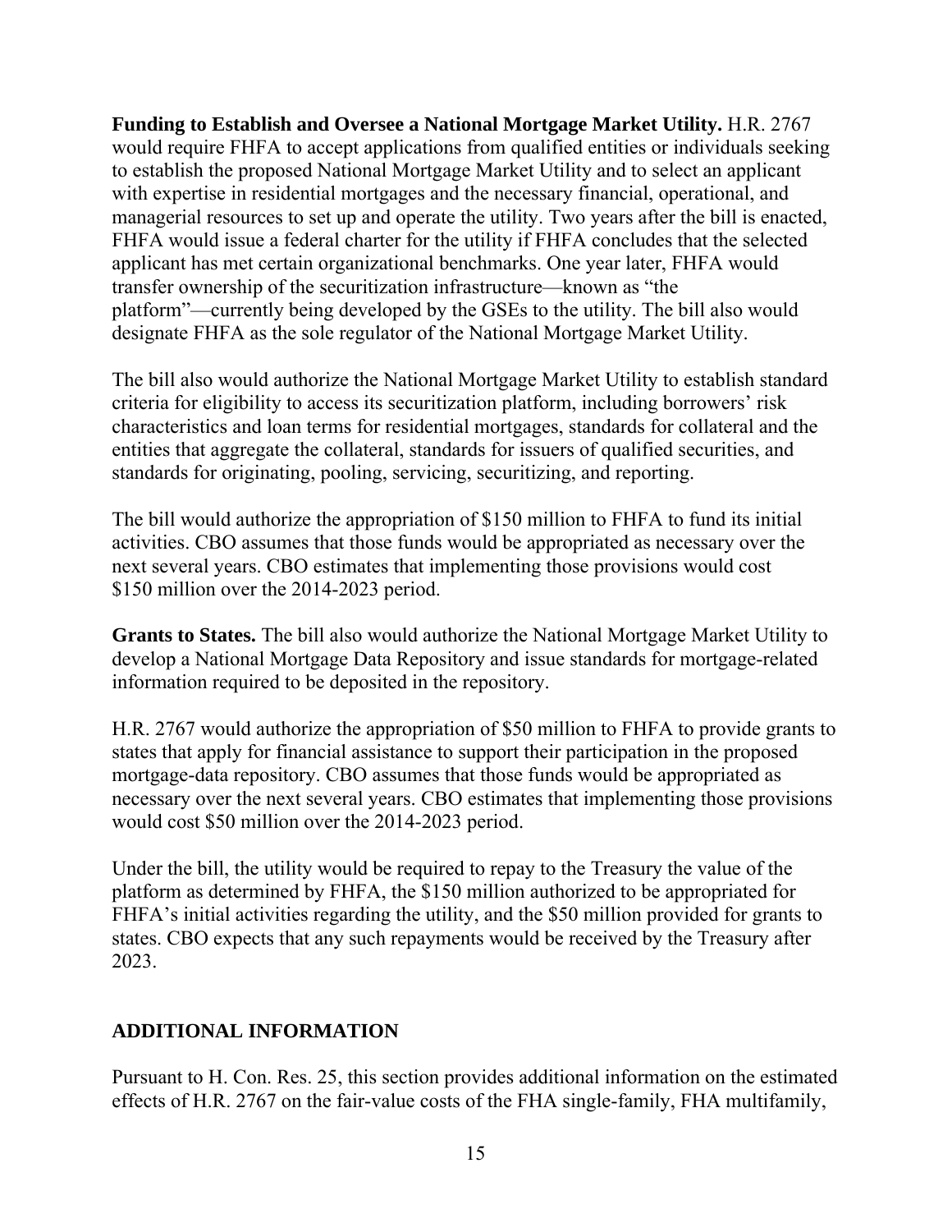**Funding to Establish and Oversee a National Mortgage Market Utility.** H.R. 2767 would require FHFA to accept applications from qualified entities or individuals seeking to establish the proposed National Mortgage Market Utility and to select an applicant with expertise in residential mortgages and the necessary financial, operational, and managerial resources to set up and operate the utility. Two years after the bill is enacted, FHFA would issue a federal charter for the utility if FHFA concludes that the selected applicant has met certain organizational benchmarks. One year later, FHFA would transfer ownership of the securitization infrastructure—known as "the platform"—currently being developed by the GSEs to the utility. The bill also would designate FHFA as the sole regulator of the National Mortgage Market Utility.

The bill also would authorize the National Mortgage Market Utility to establish standard criteria for eligibility to access its securitization platform, including borrowers' risk characteristics and loan terms for residential mortgages, standards for collateral and the entities that aggregate the collateral, standards for issuers of qualified securities, and standards for originating, pooling, servicing, securitizing, and reporting.

The bill would authorize the appropriation of $150 million to FHFA to fund its initial activities. CBO assumes that those funds would be appropriated as necessary over the next several years. CBO estimates that implementing those provisions would cost $150 million over the 2014-2023 period.

**Grants to States.** The bill also would authorize the National Mortgage Market Utility to develop a National Mortgage Data Repository and issue standards for mortgage-related information required to be deposited in the repository.

H.R. 2767 would authorize the appropriation of $50 million to FHFA to provide grants to states that apply for financial assistance to support their participation in the proposed mortgage-data repository. CBO assumes that those funds would be appropriated as necessary over the next several years. CBO estimates that implementing those provisions would cost $50 million over the 2014-2023 period.

Under the bill, the utility would be required to repay to the Treasury the value of the platform as determined by FHFA, the $150 million authorized to be appropriated for FHFA's initial activities regarding the utility, and the $50 million provided for grants to states. CBO expects that any such repayments would be received by the Treasury after 2023.

## ADDITIONAL INFORMATION

Pursuant to H. Con. Res. 25, this section provides additional information on the estimated effects of H.R. 2767 on the fair-value costs of the FHA single-family, FHA multifamily,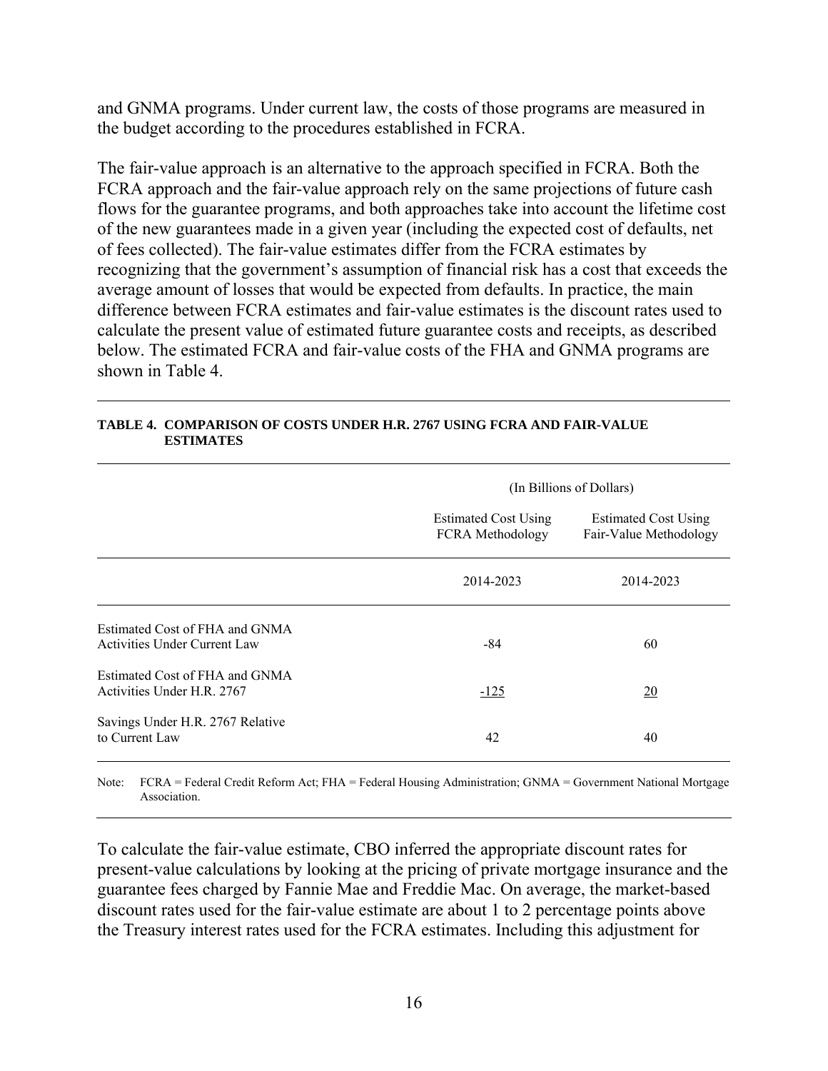and GNMA programs. Under current law, the costs of those programs are measured in the budget according to the procedures established in FCRA.

The fair-value approach is an alternative to the approach specified in FCRA. Both the FCRA approach and the fair-value approach rely on the same projections of future cash flows for the guarantee programs, and both approaches take into account the lifetime cost of the new guarantees made in a given year (including the expected cost of defaults, net of fees collected). The fair-value estimates differ from the FCRA estimates by recognizing that the government's assumption of financial risk has a cost that exceeds the average amount of losses that would be expected from defaults. In practice, the main difference between FCRA estimates and fair-value estimates is the discount rates used to calculate the present value of estimated future guarantee costs and receipts, as described below. The estimated FCRA and fair-value costs of the FHA and GNMA programs are shown in Table 4.

**TABLE 4. COMPARISON OF COSTS UNDER H.R. 2767 USING FCRA AND FAIR-VALUE ESTIMATES**

| | (In Billions of Dollars) | |
|---|---|---|
| | Estimated Cost Using FCRA Methodology | Estimated Cost Using Fair-Value Methodology |
| | 2014-2023 | 2014-2023 |
| Estimated Cost of FHA and GNMA Activities Under Current Law | -84 | 60 |
| Estimated Cost of FHA and GNMA Activities Under H.R. 2767 | -125 | 20 |
| Savings Under H.R. 2767 Relative to Current Law | 42 | 40 |

Note: FCRA = Federal Credit Reform Act; FHA = Federal Housing Administration; GNMA = Government National Mortgage Association.

To calculate the fair-value estimate, CBO inferred the appropriate discount rates for present-value calculations by looking at the pricing of private mortgage insurance and the guarantee fees charged by Fannie Mae and Freddie Mac. On average, the market-based discount rates used for the fair-value estimate are about 1 to 2 percentage points above the Treasury interest rates used for the FCRA estimates. Including this adjustment for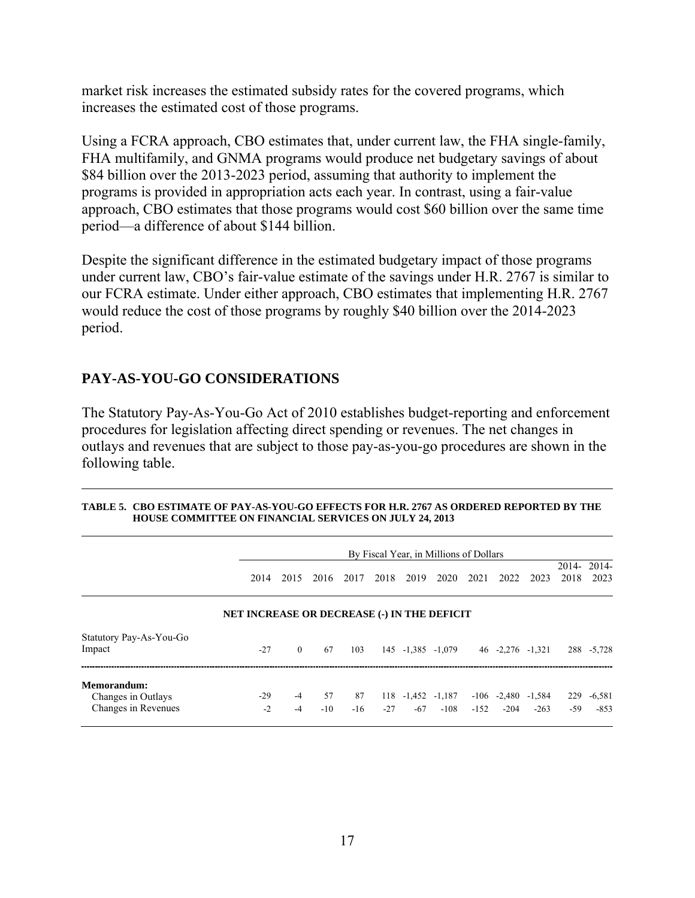market risk increases the estimated subsidy rates for the covered programs, which increases the estimated cost of those programs.

Using a FCRA approach, CBO estimates that, under current law, the FHA single-family, FHA multifamily, and GNMA programs would produce net budgetary savings of about \$84 billion over the 2013-2023 period, assuming that authority to implement the programs is provided in appropriation acts each year. In contrast, using a fair-value approach, CBO estimates that those programs would cost \$60 billion over the same time period—a difference of about \$144 billion.

Despite the significant difference in the estimated budgetary impact of those programs under current law, CBO's fair-value estimate of the savings under H.R. 2767 is similar to our FCRA estimate. Under either approach, CBO estimates that implementing H.R. 2767 would reduce the cost of those programs by roughly \$40 billion over the 2014-2023 period.

## PAY-AS-YOU-GO CONSIDERATIONS

The Statutory Pay-As-You-Go Act of 2010 establishes budget-reporting and enforcement procedures for legislation affecting direct spending or revenues. The net changes in outlays and revenues that are subject to those pay-as-you-go procedures are shown in the following table.

**TABLE 5. CBO ESTIMATE OF PAY-AS-YOU-GO EFFECTS FOR H.R. 2767 AS ORDERED REPORTED BY THE HOUSE COMMITTEE ON FINANCIAL SERVICES ON JULY 24, 2013**

| | By Fiscal Year, in Millions of Dollars | | | | | | | | | | | |
|---|---|---|---|---|---|---|---|---|---|---|---|---|
| | 2014 | 2015 | 2016 | 2017 | 2018 | 2019 | 2020 | 2021 | 2022 | 2023 | 2014-2018 | 2014-2023 |
| **NET INCREASE OR DECREASE (-) IN THE DEFICIT** | | | | | | | | | | | | |
| Statutory Pay-As-You-Go Impact | -27 | 0 | 67 | 103 | 145 | -1,385 | -1,079 | 46 | -2,276 | -1,321 | 288 | -5,728 |
| **Memorandum:** | | | | | | | | | | | | |
| Changes in Outlays | -29 | -4 | 57 | 87 | 118 | -1,452 | -1,187 | -106 | -2,480 | -1,584 | 229 | -6,581 |
| Changes in Revenues | -2 | -4 | -10 | -16 | -27 | -67 | -108 | -152 | -204 | -263 | -59 | -853 |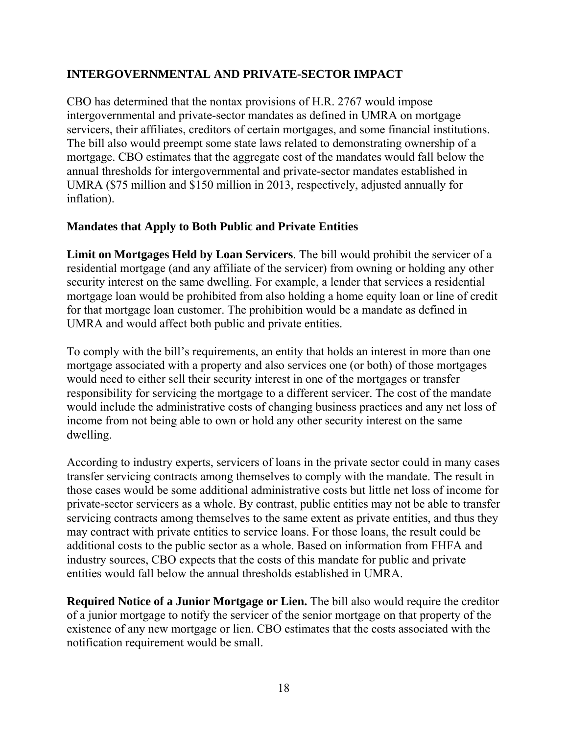## INTERGOVERNMENTAL AND PRIVATE-SECTOR IMPACT

CBO has determined that the nontax provisions of H.R. 2767 would impose intergovernmental and private-sector mandates as defined in UMRA on mortgage servicers, their affiliates, creditors of certain mortgages, and some financial institutions. The bill also would preempt some state laws related to demonstrating ownership of a mortgage. CBO estimates that the aggregate cost of the mandates would fall below the annual thresholds for intergovernmental and private-sector mandates established in UMRA ($75 million and $150 million in 2013, respectively, adjusted annually for inflation).

### Mandates that Apply to Both Public and Private Entities

**Limit on Mortgages Held by Loan Servicers**. The bill would prohibit the servicer of a residential mortgage (and any affiliate of the servicer) from owning or holding any other security interest on the same dwelling. For example, a lender that services a residential mortgage loan would be prohibited from also holding a home equity loan or line of credit for that mortgage loan customer. The prohibition would be a mandate as defined in UMRA and would affect both public and private entities.

To comply with the bill's requirements, an entity that holds an interest in more than one mortgage associated with a property and also services one (or both) of those mortgages would need to either sell their security interest in one of the mortgages or transfer responsibility for servicing the mortgage to a different servicer. The cost of the mandate would include the administrative costs of changing business practices and any net loss of income from not being able to own or hold any other security interest on the same dwelling.

According to industry experts, servicers of loans in the private sector could in many cases transfer servicing contracts among themselves to comply with the mandate. The result in those cases would be some additional administrative costs but little net loss of income for private-sector servicers as a whole. By contrast, public entities may not be able to transfer servicing contracts among themselves to the same extent as private entities, and thus they may contract with private entities to service loans. For those loans, the result could be additional costs to the public sector as a whole. Based on information from FHFA and industry sources, CBO expects that the costs of this mandate for public and private entities would fall below the annual thresholds established in UMRA.

**Required Notice of a Junior Mortgage or Lien.** The bill also would require the creditor of a junior mortgage to notify the servicer of the senior mortgage on that property of the existence of any new mortgage or lien. CBO estimates that the costs associated with the notification requirement would be small.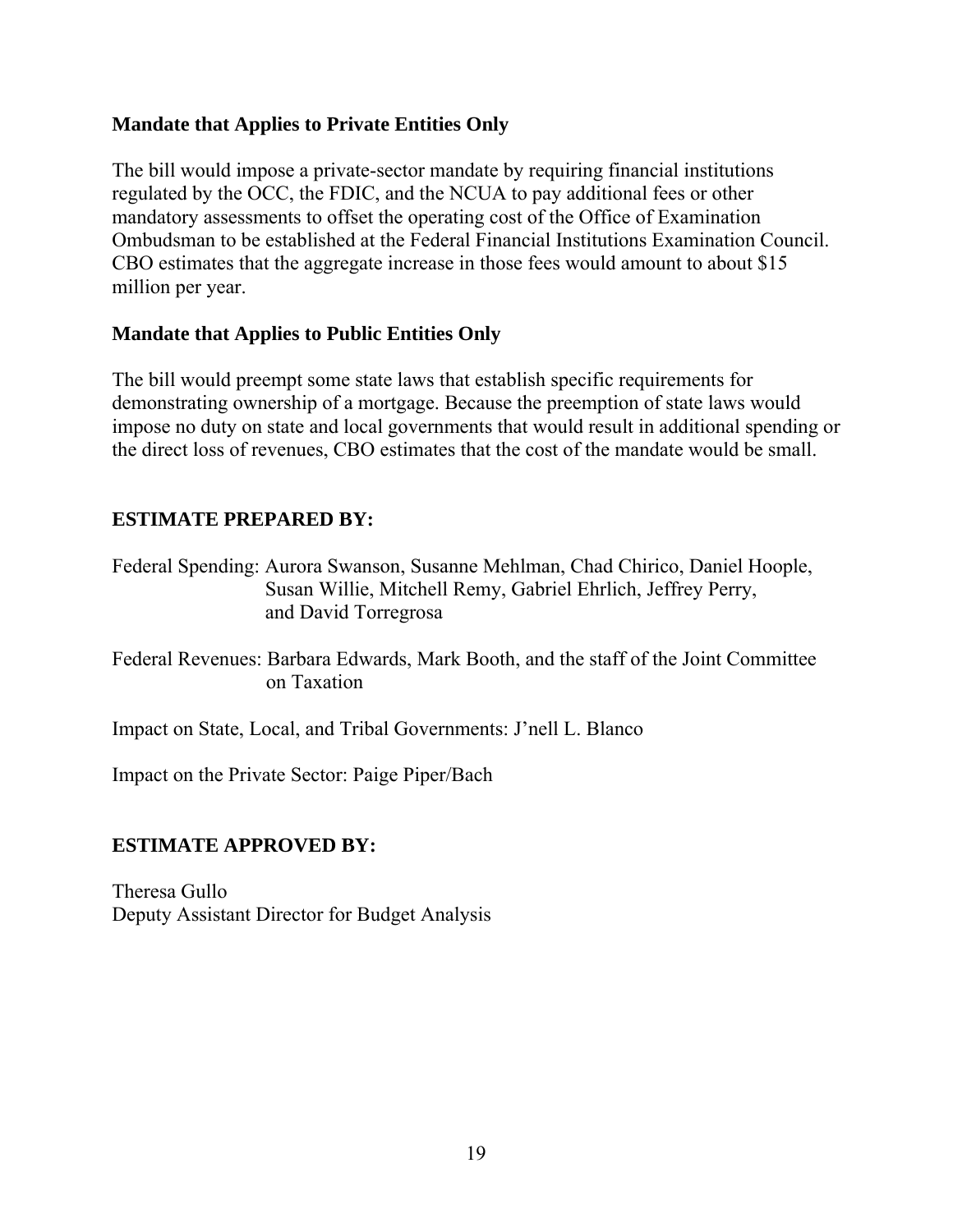**Mandate that Applies to Private Entities Only**

The bill would impose a private-sector mandate by requiring financial institutions regulated by the OCC, the FDIC, and the NCUA to pay additional fees or other mandatory assessments to offset the operating cost of the Office of Examination Ombudsman to be established at the Federal Financial Institutions Examination Council. CBO estimates that the aggregate increase in those fees would amount to about $15 million per year.

**Mandate that Applies to Public Entities Only**

The bill would preempt some state laws that establish specific requirements for demonstrating ownership of a mortgage. Because the preemption of state laws would impose no duty on state and local governments that would result in additional spending or the direct loss of revenues, CBO estimates that the cost of the mandate would be small.

**ESTIMATE PREPARED BY:**

Federal Spending: Aurora Swanson, Susanne Mehlman, Chad Chirico, Daniel Hoople, Susan Willie, Mitchell Remy, Gabriel Ehrlich, Jeffrey Perry, and David Torregrosa

Federal Revenues: Barbara Edwards, Mark Booth, and the staff of the Joint Committee on Taxation

Impact on State, Local, and Tribal Governments: J'nell L. Blanco

Impact on the Private Sector: Paige Piper/Bach

**ESTIMATE APPROVED BY:**

Theresa Gullo
Deputy Assistant Director for Budget Analysis